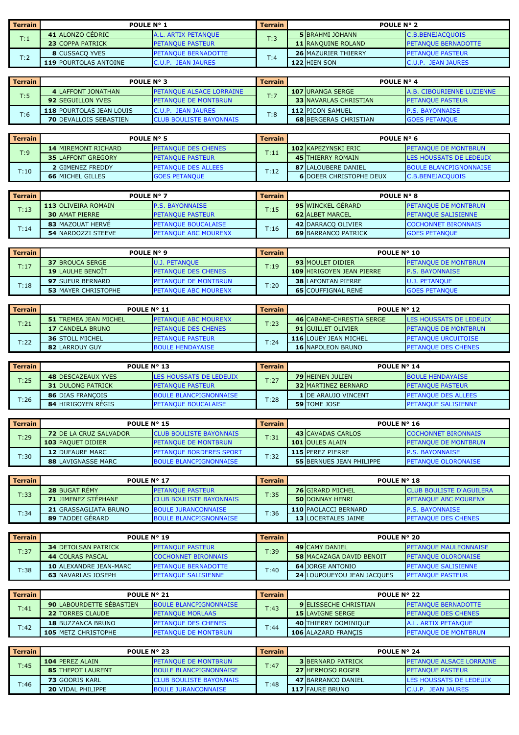| Terrain | POULE N° 1 | | | Terrain | POULE N° 2 | | |
|---|---|---|---|---|---|---|---|
| T:1 | 41 | ALONZO CÉDRIC | A.L. ARTIX PETANQUE | T:3 | 5 | BRAHMI JOHANN | C.B.BENEJACQUOIS |
| | 23 | COPPA PATRICK | PETANQUE PASTEUR | | 11 | RANQUINE ROLAND | PETANQUE BERNADOTTE |
| T:2 | 8 | CUSSACQ YVES | PETANQUE BERNADOTTE | T:4 | 26 | MAZURIER THIERRY | PETANQUE PASTEUR |
| | 119 | POURTOLAS ANTOINE | C.U.P. JEAN JAURES | | 122 | HIEN SON | C.U.P. JEAN JAURES |

| Terrain | POULE N° 3 | | | Terrain | POULE N° 4 | | |
|---|---|---|---|---|---|---|---|
| T:5 | 4 | LAFFONT JONATHAN | PETANQUE ALSACE LORRAINE | T:7 | 107 | URANGA SERGE | A.B. CIBOURIENNE LUZIENNE |
| | 92 | SEGUILLON YVES | PETANQUE DE MONTBRUN | | 33 | NAVARLAS CHRISTIAN | PETANQUE PASTEUR |
| T:6 | 118 | POURTOLAS JEAN LOUIS | C.U.P. JEAN JAURES | T:8 | 112 | PICON SAMUEL | P.S. BAYONNAISE |
| | 70 | DEVALLOIS SEBASTIEN | CLUB BOULISTE BAYONNAIS | | 68 | BERGERAS CHRISTIAN | GOES PETANQUE |

| Terrain | POULE N° 5 | | | Terrain | POULE N° 6 | | |
|---|---|---|---|---|---|---|---|
| T:9 | 14 | MIREMONT RICHARD | PETANQUE DES CHENES | T:11 | 102 | KAPEZYNSKI ERIC | PETANQUE DE MONTBRUN |
| | 35 | LAFFONT GREGORY | PETANQUE PASTEUR | | 45 | THIERRY ROMAIN | LES HOUSSATS DE LEDEUIX |
| T:10 | 2 | GIMENEZ FREDDY | PETANQUE DES ALLEES | T:12 | 87 | LALOUBERE DANIEL | BOULE BLANCPIGNONNAISE |
| | 66 | MICHEL GILLES | GOES PETANQUE | | 6 | DOEER CHRISTOPHE DEUX | C.B.BENEJACQUOIS |

| Terrain | POULE N° 7 | | | Terrain | POULE N° 8 | | |
|---|---|---|---|---|---|---|---|
| T:13 | 113 | OLIVEIRA ROMAIN | P.S. BAYONNAISE | T:15 | 95 | WINCKEL GÉRARD | PETANQUE DE MONTBRUN |
| | 30 | AMAT PIERRE | PETANQUE PASTEUR | | 62 | ALBET MARCEL | PETANQUE SALISIENNE |
| T:14 | 83 | MAZOUAT HERVÉ | PETANQUE BOUCALAISE | T:16 | 42 | DARRACQ OLIVIER | COCHONNET BIRONNAIS |
| | 54 | NARDOZZI STEEVE | PETANQUE ABC MOURENX | | 69 | BARRANCO PATRICK | GOES PETANQUE |

| Terrain | POULE N° 9 | | | Terrain | POULE N° 10 | | |
|---|---|---|---|---|---|---|---|
| T:17 | 37 | BROUCA SERGE | U.J. PETANQUE | T:19 | 93 | MOULET DIDIER | PETANQUE DE MONTBRUN |
| | 19 | LAULHE BENOÎT | PETANQUE DES CHENES | | 109 | HIRIGOYEN JEAN PIERRE | P.S. BAYONNAISE |
| T:18 | 97 | SUEUR BERNARD | PETANQUE DE MONTBRUN | T:20 | 38 | LAFONTAN PIERRE | U.J. PETANQUE |
| | 53 | MAYER CHRISTOPHE | PETANQUE ABC MOURENX | | 65 | COUFFIGNAL RENÉ | GOES PETANQUE |

| Terrain | POULE N° 11 | | | Terrain | POULE N° 12 | | |
|---|---|---|---|---|---|---|---|
| T:21 | 51 | TREMEA JEAN MICHEL | PETANQUE ABC MOURENX | T:23 | 46 | CABANE-CHRESTIA SERGE | LES HOUSSATS DE LEDEUIX |
| | 17 | CANDELA BRUNO | PETANQUE DES CHENES | | 91 | GUILLET OLIVIER | PETANQUE DE MONTBRUN |
| T:22 | 36 | STOLL MICHEL | PETANQUE PASTEUR | T:24 | 116 | LOUEY JEAN MICHEL | PETANQUE URCUITOISE |
| | 82 | LARROUY GUY | BOULE HENDAYAISE | | 16 | NAPOLEON BRUNO | PETANQUE DES CHENES |

| Terrain | POULE N° 13 | | | Terrain | POULE N° 14 | | |
|---|---|---|---|---|---|---|---|
| T:25 | 48 | DESCAZEAUX YVES | LES HOUSSATS DE LEDEUIX | T:27 | 79 | HEINEN JULIEN | BOULE HENDAYAISE |
| | 31 | DULONG PATRICK | PETANQUE PASTEUR | | 32 | MARTINEZ BERNARD | PETANQUE PASTEUR |
| T:26 | 86 | DIAS FRANÇOIS | BOULE BLANCPIGNONNAISE | T:28 | 1 | DE ARAUJO VINCENT | PETANQUE DES ALLEES |
| | 84 | HIRIGOYEN RÉGIS | PETANQUE BOUCALAISE | | 59 | TOME JOSE | PETANQUE SALISIENNE |

| Terrain | POULE N° 15 | | | Terrain | POULE N° 16 | | |
|---|---|---|---|---|---|---|---|
| T:29 | 72 | DE LA CRUZ SALVADOR | CLUB BOULISTE BAYONNAIS | T:31 | 43 | CAVADAS CARLOS | COCHONNET BIRONNAIS |
| | 103 | PAQUET DIDIER | PETANQUE DE MONTBRUN | | 101 | OULES ALAIN | PETANQUE DE MONTBRUN |
| T:30 | 12 | DUFAURE MARC | PETANQUE BORDERES SPORT | T:32 | 115 | PEREZ PIERRE | P.S. BAYONNAISE |
| | 88 | LAVIGNASSE MARC | BOULE BLANCPIGNONNAISE | | 55 | BERNUES JEAN PHILIPPE | PETANQUE OLORONAISE |

| Terrain | POULE N° 17 | | | Terrain | POULE N° 18 | | |
|---|---|---|---|---|---|---|---|
| T:33 | 28 | BUGAT RÉMY | PETANQUE PASTEUR | T:35 | 76 | GIRARD MICHEL | CLUB BOULISTE D'AGUILERA |
| | 71 | JIMENEZ STÉPHANE | CLUB BOULISTE BAYONNAIS | | 50 | DONNAY HENRI | PETANQUE ABC MOURENX |
| T:34 | 21 | GRASSAGLIATA BRUNO | BOULE JURANCONNAISE | T:36 | 110 | PAOLACCI BERNARD | P.S. BAYONNAISE |
| | 89 | TADDEI GÉRARD | BOULE BLANCPIGNONNAISE | | 13 | LOCERTALES JAIME | PETANQUE DES CHENES |

| Terrain | POULE N° 19 | | | Terrain | POULE N° 20 | | |
|---|---|---|---|---|---|---|---|
| T:37 | 34 | DETOLSAN PATRICK | PETANQUE PASTEUR | T:39 | 49 | CAMY DANIEL | PETANQUE MAULEONNAISE |
| | 44 | COLRAS PASCAL | COCHONNET BIRONNAIS | | 58 | MACAZAGA DAVID BENOIT | PETANQUE OLORONAISE |
| T:38 | 10 | ALEXANDRE JEAN-MARC | PETANQUE BERNADOTTE | T:40 | 64 | JORGE ANTONIO | PETANQUE SALISIENNE |
| | 63 | NAVARLAS JOSEPH | PETANQUE SALISIENNE | | 24 | LOUPOUEYOU JEAN JACQUES | PETANQUE PASTEUR |

| Terrain | POULE N° 21 | | | Terrain | POULE N° 22 | | |
|---|---|---|---|---|---|---|---|
| T:41 | 90 | LABOURDETTE SÉBASTIEN | BOULE BLANCPIGNONNAISE | T:43 | 9 | ELISSECHE CHRISTIAN | PETANQUE BERNADOTTE |
| | 22 | TORRES CLAUDE | PETANQUE MORLAAS | | 15 | LAVIGNE SERGE | PETANQUE DES CHENES |
| T:42 | 18 | BUZZANCA BRUNO | PETANQUE DES CHENES | T:44 | 40 | THIERRY DOMINIQUE | A.L. ARTIX PETANQUE |
| | 105 | METZ CHRISTOPHE | PETANQUE DE MONTBRUN | | 106 | ALAZARD FRANÇIS | PETANQUE DE MONTBRUN |

| Terrain | POULE N° 23 | | | Terrain | POULE N° 24 | | |
|---|---|---|---|---|---|---|---|
| T:45 | 104 | PEREZ ALAIN | PETANQUE DE MONTBRUN | T:47 | 3 | BERNARD PATRICK | PETANQUE ALSACE LORRAINE |
| | 85 | THEPOT LAURENT | BOULE BLANCPIGNONNAISE | | 27 | HERMOSO ROGER | PETANQUE PASTEUR |
| T:46 | 73 | GOORIS KARL | CLUB BOULISTE BAYONNAIS | T:48 | 47 | BARRANCO DANIEL | LES HOUSSATS DE LEDEUIX |
| | 20 | VIDAL PHILIPPE | BOULE JURANCONNAISE | | 117 | FAURE BRUNO | C.U.P. JEAN JAURES |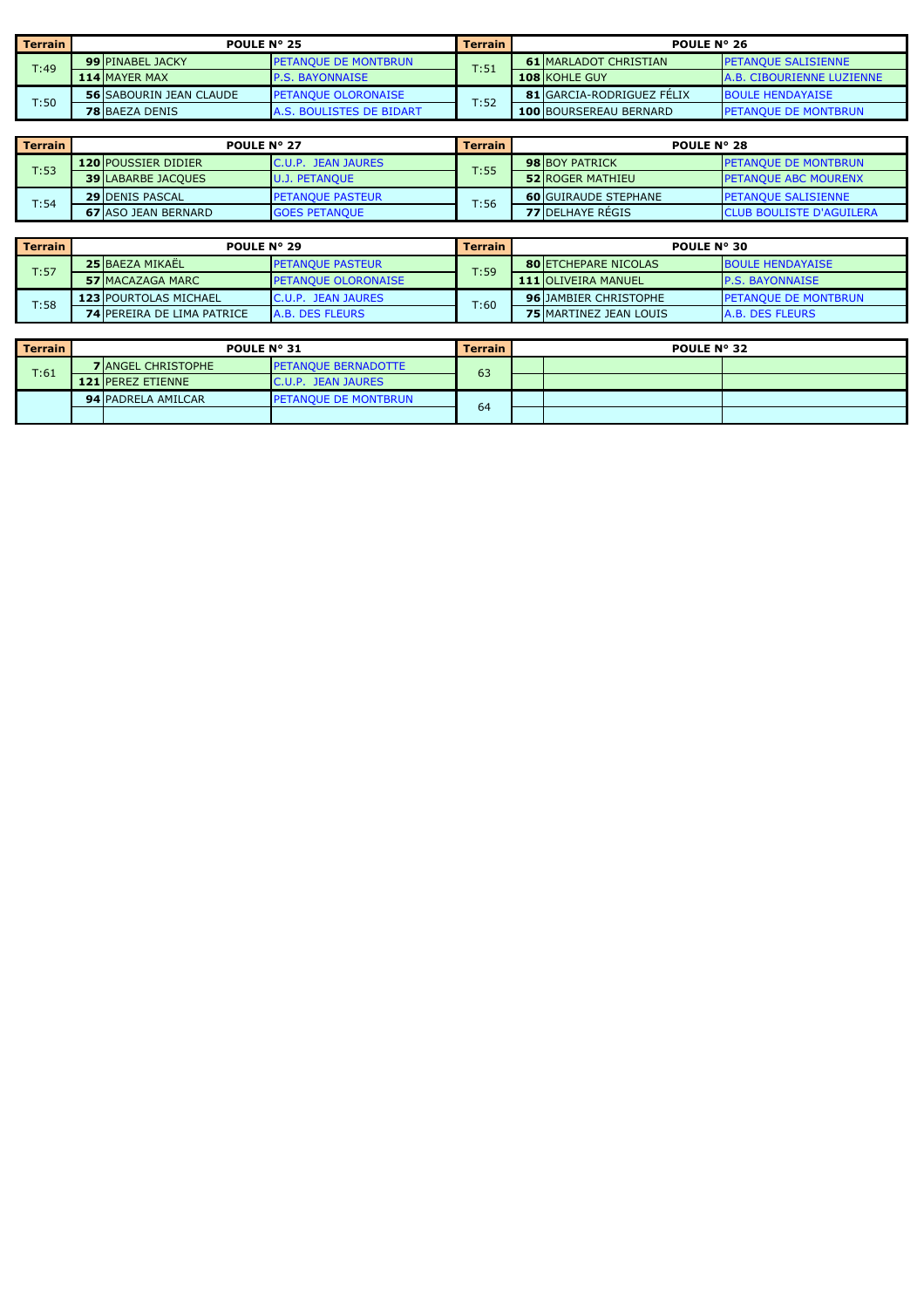| Terrain | POULE N° 25 | | | Terrain | POULE N° 26 | | |
|---|---|---|---|---|---|---|---|
| T:49 | 99 | PINABEL JACKY | PETANQUE DE MONTBRUN | T:51 | 61 | MARLADOT CHRISTIAN | PETANQUE SALISIENNE |
| | 114 | MAYER MAX | P.S. BAYONNAISE | | 108 | KOHLE GUY | A.B. CIBOURIENNE LUZIENNE |
| T:50 | 56 | SABOURIN JEAN CLAUDE | PETANQUE OLORONAISE | T:52 | 81 | GARCIA-RODRIGUEZ FÉLIX | BOULE HENDAYAISE |
| | 78 | BAEZA DENIS | A.S. BOULISTES DE BIDART | | 100 | BOURSEREAU BERNARD | PETANQUE DE MONTBRUN |

| Terrain | POULE N° 27 | | | Terrain | POULE N° 28 | | |
|---|---|---|---|---|---|---|---|
| T:53 | 120 | POUSSIER DIDIER | C.U.P. JEAN JAURES | T:55 | 98 | BOY PATRICK | PETANQUE DE MONTBRUN |
| | 39 | LABARBE JACQUES | U.J. PETANQUE | | 52 | ROGER MATHIEU | PETANQUE ABC MOURENX |
| T:54 | 29 | DENIS PASCAL | PETANQUE PASTEUR | T:56 | 60 | GUIRAUDE STEPHANE | PETANQUE SALISIENNE |
| | 67 | ASO JEAN BERNARD | GOES PETANQUE | | 77 | DELHAYE RÉGIS | CLUB BOULISTE D'AGUILERA |

| Terrain | POULE N° 29 | | | Terrain | POULE N° 30 | | |
|---|---|---|---|---|---|---|---|
| T:57 | 25 | BAEZA MIKAËL | PETANQUE PASTEUR | T:59 | 80 | ETCHEPARE NICOLAS | BOULE HENDAYAISE |
| | 57 | MACAZAGA MARC | PETANQUE OLORONAISE | | 111 | OLIVEIRA MANUEL | P.S. BAYONNAISE |
| T:58 | 123 | POURTOLAS MICHAEL | C.U.P. JEAN JAURES | T:60 | 96 | JAMBIER CHRISTOPHE | PETANQUE DE MONTBRUN |
| | 74 | PEREIRA DE LIMA PATRICE | A.B. DES FLEURS | | 75 | MARTINEZ JEAN LOUIS | A.B. DES FLEURS |

| Terrain | POULE N° 31 | | | Terrain | POULE N° 32 | | |
|---|---|---|---|---|---|---|---|
| T:61 | 7 | ANGEL CHRISTOPHE | PETANQUE BERNADOTTE | 63 | | | |
| | 121 | PEREZ ETIENNE | C.U.P. JEAN JAURES | | | | |
| | 94 | PADRELA AMILCAR | PETANQUE DE MONTBRUN | 64 | | | |
| | | | | | | | |